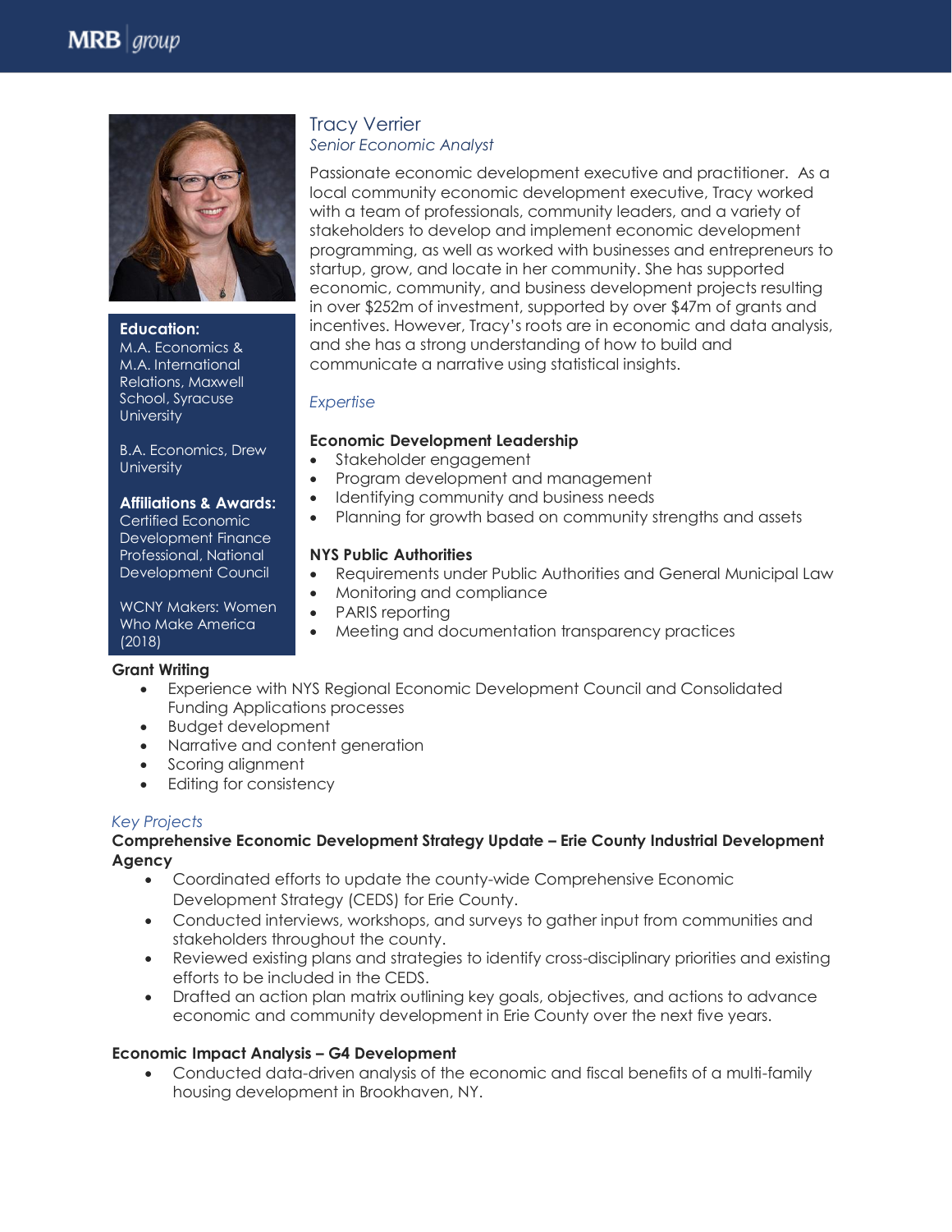# Tracy Verrier

*Senior Economic Analyst*

Passionate economic development executive and practitioner. As a local community economic development executive, Tracy worked with a team of professionals, community leaders, and a variety of stakeholders to develop and implement economic development programming, as well as worked with businesses and entrepreneurs to startup, grow, and locate in her community. She has supported economic, community, and business development projects resulting in over $252m of investment, supported by over $47m of grants and incentives. However, Tracy's roots are in economic and data analysis, and she has a strong understanding of how to build and communicate a narrative using statistical insights.

**Education:**

M.A. Economics & M.A. International Relations, Maxwell School, Syracuse University

B.A. Economics, Drew University

**Affiliations & Awards:**

Certified Economic Development Finance Professional, National Development Council

WCNY Makers: Women Who Make America (2018)

## *Expertise*

**Economic Development Leadership**

- Stakeholder engagement
- Program development and management
- Identifying community and business needs
- Planning for growth based on community strengths and assets

**NYS Public Authorities**

- Requirements under Public Authorities and General Municipal Law
- Monitoring and compliance
- PARIS reporting
- Meeting and documentation transparency practices

**Grant Writing**

- Experience with NYS Regional Economic Development Council and Consolidated Funding Applications processes
- Budget development
- Narrative and content generation
- Scoring alignment
- Editing for consistency

## *Key Projects*

**Comprehensive Economic Development Strategy Update – Erie County Industrial Development Agency**

- Coordinated efforts to update the county-wide Comprehensive Economic Development Strategy (CEDS) for Erie County.
- Conducted interviews, workshops, and surveys to gather input from communities and stakeholders throughout the county.
- Reviewed existing plans and strategies to identify cross-disciplinary priorities and existing efforts to be included in the CEDS.
- Drafted an action plan matrix outlining key goals, objectives, and actions to advance economic and community development in Erie County over the next five years.

**Economic Impact Analysis – G4 Development**

- Conducted data-driven analysis of the economic and fiscal benefits of a multi-family housing development in Brookhaven, NY.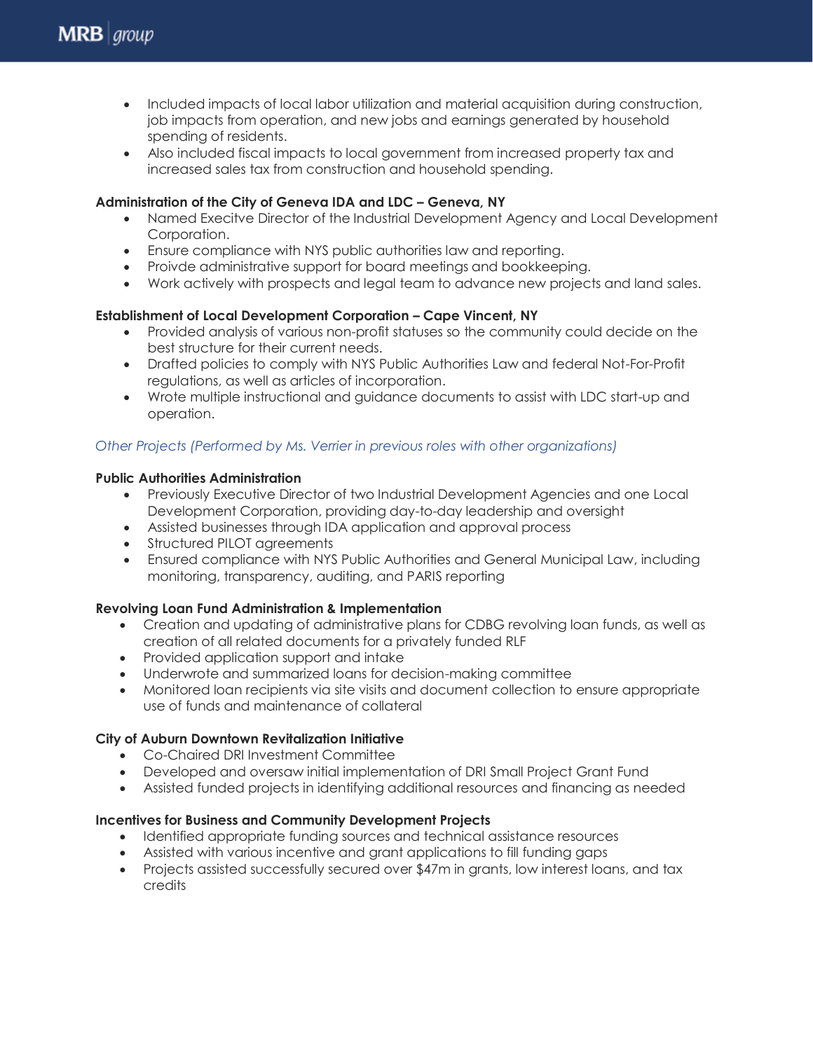- Included impacts of local labor utilization and material acquisition during construction, job impacts from operation, and new jobs and earnings generated by household spending of residents.
- Also included fiscal impacts to local government from increased property tax and increased sales tax from construction and household spending.

**Administration of the City of Geneva IDA and LDC – Geneva, NY**

- Named Execitve Director of the Industrial Development Agency and Local Development Corporation.
- Ensure compliance with NYS public authorities law and reporting.
- Proivde administrative support for board meetings and bookkeeping.
- Work actively with prospects and legal team to advance new projects and land sales.

**Establishment of Local Development Corporation – Cape Vincent, NY**

- Provided analysis of various non-profit statuses so the community could decide on the best structure for their current needs.
- Drafted policies to comply with NYS Public Authorities Law and federal Not-For-Profit regulations, as well as articles of incorporation.
- Wrote multiple instructional and guidance documents to assist with LDC start-up and operation.

*Other Projects (Performed by Ms. Verrier in previous roles with other organizations)*

**Public Authorities Administration**

- Previously Executive Director of two Industrial Development Agencies and one Local Development Corporation, providing day-to-day leadership and oversight
- Assisted businesses through IDA application and approval process
- Structured PILOT agreements
- Ensured compliance with NYS Public Authorities and General Municipal Law, including monitoring, transparency, auditing, and PARIS reporting

**Revolving Loan Fund Administration & Implementation**

- Creation and updating of administrative plans for CDBG revolving loan funds, as well as creation of all related documents for a privately funded RLF
- Provided application support and intake
- Underwrote and summarized loans for decision-making committee
- Monitored loan recipients via site visits and document collection to ensure appropriate use of funds and maintenance of collateral

**City of Auburn Downtown Revitalization Initiative**

- Co-Chaired DRI Investment Committee
- Developed and oversaw initial implementation of DRI Small Project Grant Fund
- Assisted funded projects in identifying additional resources and financing as needed

**Incentives for Business and Community Development Projects**

- Identified appropriate funding sources and technical assistance resources
- Assisted with various incentive and grant applications to fill funding gaps
- Projects assisted successfully secured over $47m in grants, low interest loans, and tax credits